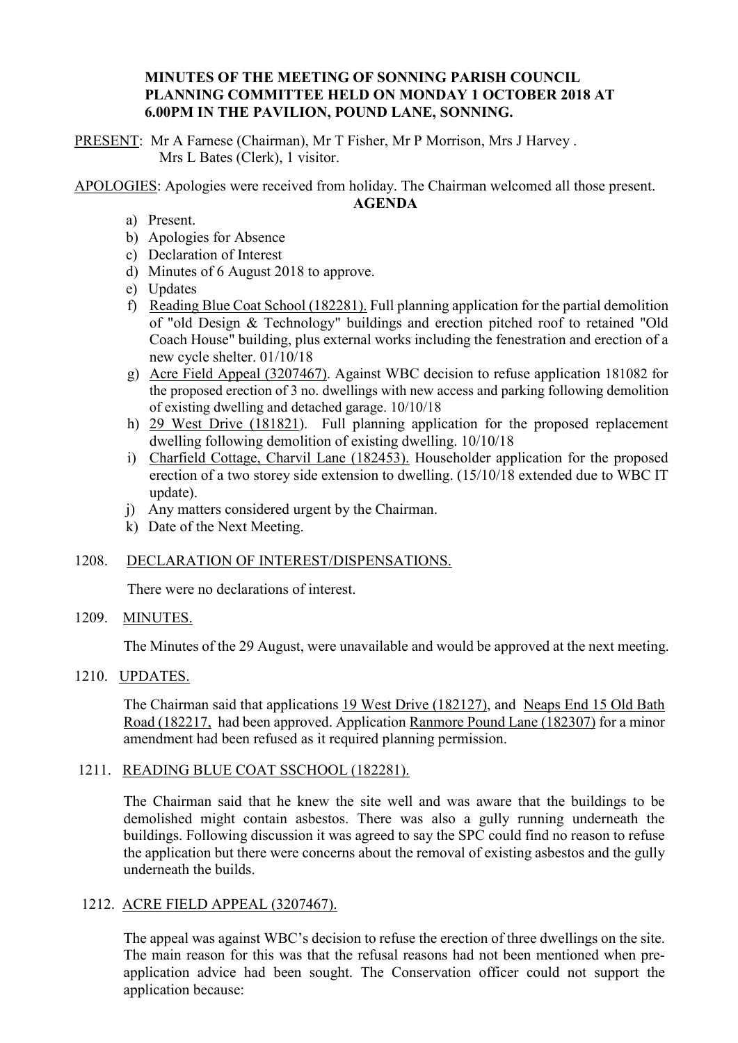**MINUTES OF THE MEETING OF SONNING PARISH COUNCIL PLANNING COMMITTEE HELD ON MONDAY 1 OCTOBER 2018 AT 6.00PM IN THE PAVILION, POUND LANE, SONNING.**

PRESENT: Mr A Farnese (Chairman), Mr T Fisher, Mr P Morrison, Mrs J Harvey . Mrs L Bates (Clerk), 1 visitor.

APOLOGIES: Apologies were received from holiday. The Chairman welcomed all those present.

**AGENDA**

a) Present.
b) Apologies for Absence
c) Declaration of Interest
d) Minutes of 6 August 2018 to approve.
e) Updates
f) Reading Blue Coat School (182281). Full planning application for the partial demolition of "old Design & Technology" buildings and erection pitched roof to retained "Old Coach House" building, plus external works including the fenestration and erection of a new cycle shelter. 01/10/18
g) Acre Field Appeal (3207467). Against WBC decision to refuse application 181082 for the proposed erection of 3 no. dwellings with new access and parking following demolition of existing dwelling and detached garage. 10/10/18
h) 29 West Drive (181821). Full planning application for the proposed replacement dwelling following demolition of existing dwelling. 10/10/18
i) Charfield Cottage, Charvil Lane (182453). Householder application for the proposed erection of a two storey side extension to dwelling. (15/10/18 extended due to WBC IT update).
j) Any matters considered urgent by the Chairman.
k) Date of the Next Meeting.

1208. DECLARATION OF INTEREST/DISPENSATIONS.

There were no declarations of interest.

1209. MINUTES.

The Minutes of the 29 August, were unavailable and would be approved at the next meeting.

1210. UPDATES.

The Chairman said that applications 19 West Drive (182127), and Neaps End 15 Old Bath Road (182217, had been approved. Application Ranmore Pound Lane (182307) for a minor amendment had been refused as it required planning permission.

1211. READING BLUE COAT SSCHOOL (182281).

The Chairman said that he knew the site well and was aware that the buildings to be demolished might contain asbestos. There was also a gully running underneath the buildings. Following discussion it was agreed to say the SPC could find no reason to refuse the application but there were concerns about the removal of existing asbestos and the gully underneath the builds.

1212. ACRE FIELD APPEAL (3207467).

The appeal was against WBC's decision to refuse the erection of three dwellings on the site. The main reason for this was that the refusal reasons had not been mentioned when pre-application advice had been sought. The Conservation officer could not support the application because: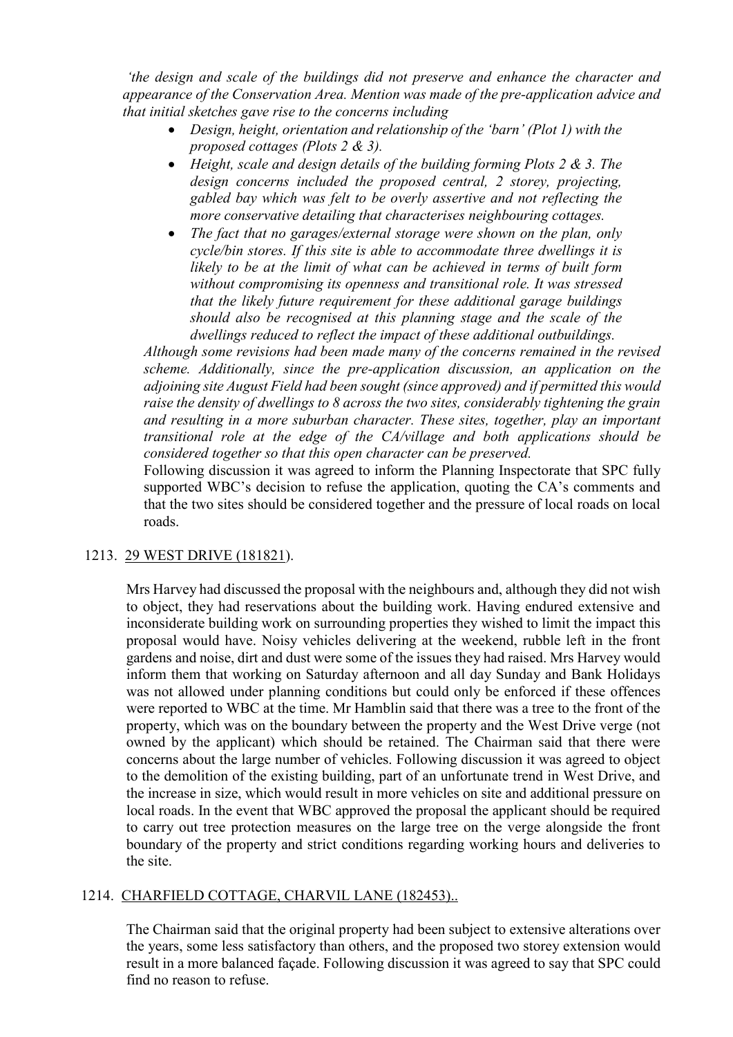*'the design and scale of the buildings did not preserve and enhance the character and appearance of the Conservation Area. Mention was made of the pre-application advice and that initial sketches gave rise to the concerns including*

- *Design, height, orientation and relationship of the 'barn' (Plot 1) with the proposed cottages (Plots 2 & 3).*
- *Height, scale and design details of the building forming Plots 2 & 3. The design concerns included the proposed central, 2 storey, projecting, gabled bay which was felt to be overly assertive and not reflecting the more conservative detailing that characterises neighbouring cottages.*
- *The fact that no garages/external storage were shown on the plan, only cycle/bin stores. If this site is able to accommodate three dwellings it is likely to be at the limit of what can be achieved in terms of built form without compromising its openness and transitional role. It was stressed that the likely future requirement for these additional garage buildings should also be recognised at this planning stage and the scale of the dwellings reduced to reflect the impact of these additional outbuildings.*

*Although some revisions had been made many of the concerns remained in the revised scheme. Additionally, since the pre-application discussion, an application on the adjoining site August Field had been sought (since approved) and if permitted this would raise the density of dwellings to 8 across the two sites, considerably tightening the grain and resulting in a more suburban character. These sites, together, play an important transitional role at the edge of the CA/village and both applications should be considered together so that this open character can be preserved.*

Following discussion it was agreed to inform the Planning Inspectorate that SPC fully supported WBC's decision to refuse the application, quoting the CA's comments and that the two sites should be considered together and the pressure of local roads on local roads.

1213. <u>29 WEST DRIVE (181821</u>).

Mrs Harvey had discussed the proposal with the neighbours and, although they did not wish to object, they had reservations about the building work. Having endured extensive and inconsiderate building work on surrounding properties they wished to limit the impact this proposal would have. Noisy vehicles delivering at the weekend, rubble left in the front gardens and noise, dirt and dust were some of the issues they had raised. Mrs Harvey would inform them that working on Saturday afternoon and all day Sunday and Bank Holidays was not allowed under planning conditions but could only be enforced if these offences were reported to WBC at the time. Mr Hamblin said that there was a tree to the front of the property, which was on the boundary between the property and the West Drive verge (not owned by the applicant) which should be retained. The Chairman said that there were concerns about the large number of vehicles. Following discussion it was agreed to object to the demolition of the existing building, part of an unfortunate trend in West Drive, and the increase in size, which would result in more vehicles on site and additional pressure on local roads. In the event that WBC approved the proposal the applicant should be required to carry out tree protection measures on the large tree on the verge alongside the front boundary of the property and strict conditions regarding working hours and deliveries to the site.

1214. <u>CHARFIELD COTTAGE, CHARVIL LANE (182453)</u>..

The Chairman said that the original property had been subject to extensive alterations over the years, some less satisfactory than others, and the proposed two storey extension would result in a more balanced façade. Following discussion it was agreed to say that SPC could find no reason to refuse.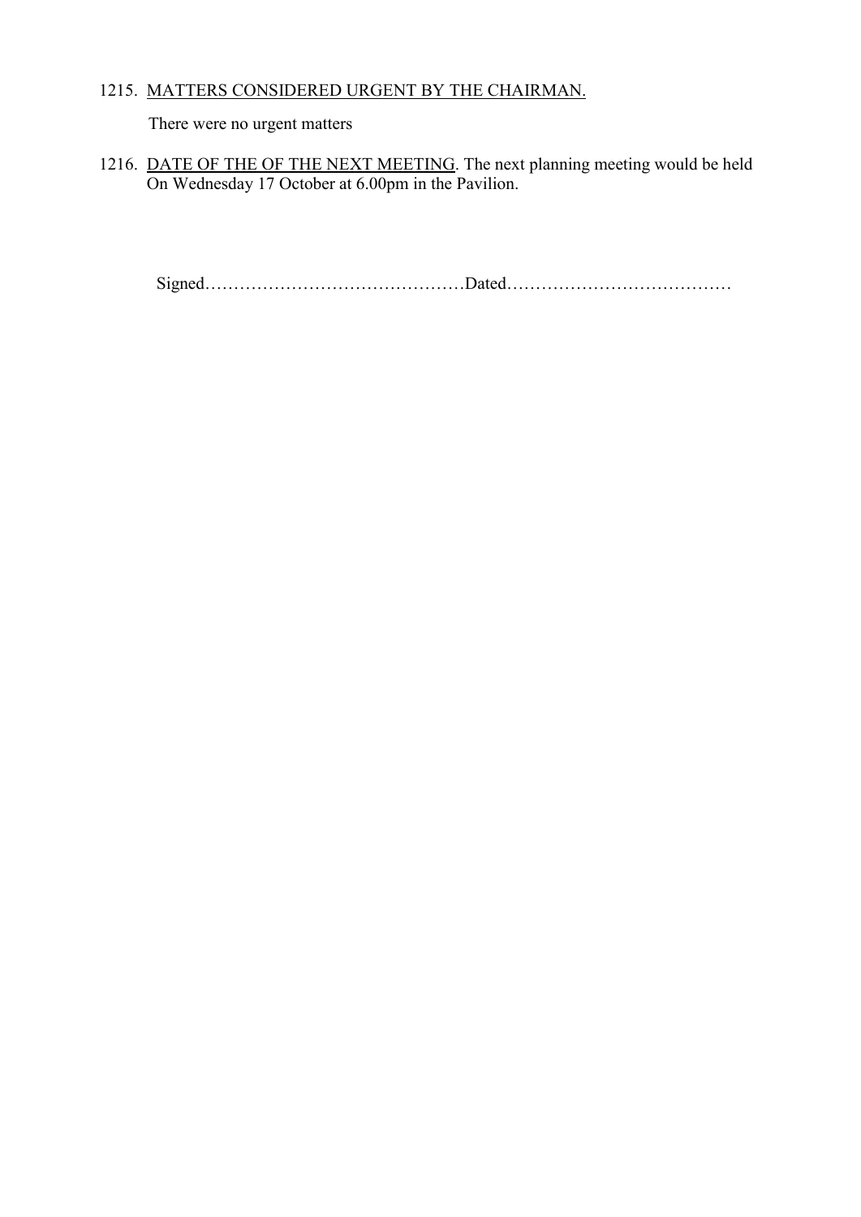1215. MATTERS CONSIDERED URGENT BY THE CHAIRMAN.

There were no urgent matters

1216. DATE OF THE OF THE NEXT MEETING. The next planning meeting would be held On Wednesday 17 October at 6.00pm in the Pavilion.

Signed………………………………………Dated…………………………………